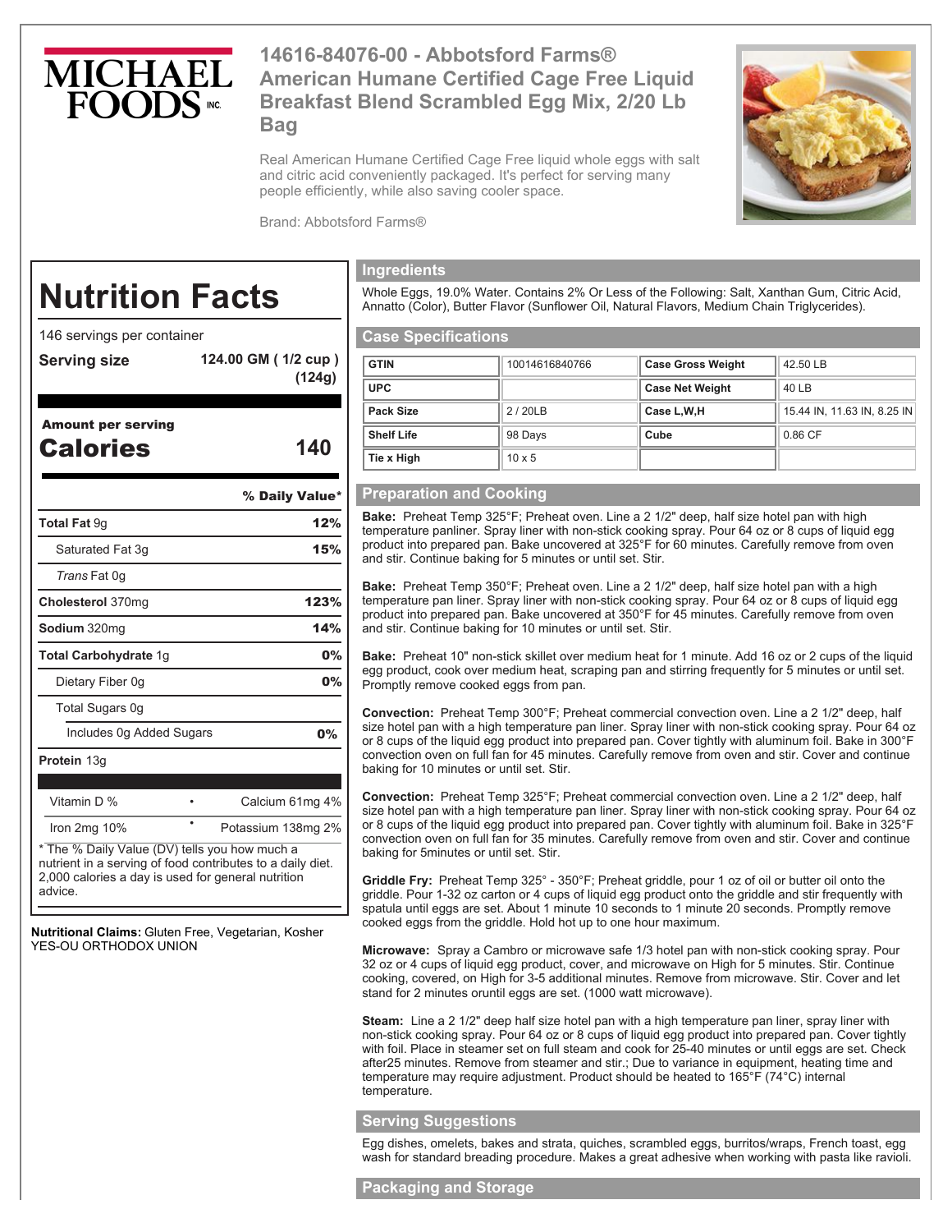# 14616-84076-00 - Abbotsford Farms® American Humane Certified Cage Free Liquid Breakfast Blend Scrambled Egg Mix, 2/20 Lb Bag

Real American Humane Certified Cage Free liquid whole eggs with salt and citric acid conveniently packaged. It's perfect for serving many people efficiently, while also saving cooler space.

Brand: Abbotsford Farms®

## Nutrition Facts

146 servings per container

**Serving size** 124.00 GM ( 1/2 cup ) (124g)

**Amount per serving**

**Calories** 140

| | % Daily Value* |
|---|---|
| **Total Fat** 9g | **12%** |
| Saturated Fat 3g | **15%** |
| *Trans* Fat 0g | |
| **Cholesterol** 370mg | **123%** |
| **Sodium** 320mg | **14%** |
| **Total Carbohydrate** 1g | **0%** |
| Dietary Fiber 0g | **0%** |
| Total Sugars 0g | |
| Includes 0g Added Sugars | **0%** |
| **Protein** 13g | |

| | |
|---|---|
| Vitamin D % | Calcium 61mg 4% |
| Iron 2mg 10% | Potassium 138mg 2% |

* The % Daily Value (DV) tells you how much a nutrient in a serving of food contributes to a daily diet. 2,000 calories a day is used for general nutrition advice.

**Nutritional Claims:** Gluten Free, Vegetarian, Kosher YES-OU ORTHODOX UNION

## Ingredients

Whole Eggs, 19.0% Water. Contains 2% Or Less of the Following: Salt, Xanthan Gum, Citric Acid, Annatto (Color), Butter Flavor (Sunflower Oil, Natural Flavors, Medium Chain Triglycerides).

## Case Specifications

| | | | |
|---|---|---|---|
| **GTIN** | 10014616840766 | **Case Gross Weight** | 42.50 LB |
| **UPC** | | **Case Net Weight** | 40 LB |
| **Pack Size** | 2 / 20LB | **Case L,W,H** | 15.44 IN, 11.63 IN, 8.25 IN |
| **Shelf Life** | 98 Days | **Cube** | 0.86 CF |
| **Tie x High** | 10 x 5 | | |

## Preparation and Cooking

**Bake:** Preheat Temp 325°F; Preheat oven. Line a 2 1/2" deep, half size hotel pan with high temperature panliner. Spray liner with non-stick cooking spray. Pour 64 oz or 8 cups of liquid egg product into prepared pan. Bake uncovered at 325°F for 60 minutes. Carefully remove from oven and stir. Continue baking for 5 minutes or until set. Stir.

**Bake:** Preheat Temp 350°F; Preheat oven. Line a 2 1/2" deep, half size hotel pan with a high temperature pan liner. Spray liner with non-stick cooking spray. Pour 64 oz or 8 cups of liquid egg product into prepared pan. Bake uncovered at 350°F for 45 minutes. Carefully remove from oven and stir. Continue baking for 10 minutes or until set. Stir.

**Bake:** Preheat 10" non-stick skillet over medium heat for 1 minute. Add 16 oz or 2 cups of the liquid egg product, cook over medium heat, scraping pan and stirring frequently for 5 minutes or until set. Promptly remove cooked eggs from pan.

**Convection:** Preheat Temp 300°F; Preheat commercial convection oven. Line a 2 1/2" deep, half size hotel pan with a high temperature pan liner. Spray liner with non-stick cooking spray. Pour 64 oz or 8 cups of the liquid egg product into prepared pan. Cover tightly with aluminum foil. Bake in 300°F convection oven on full fan for 45 minutes. Carefully remove from oven and stir. Cover and continue baking for 10 minutes or until set. Stir.

**Convection:** Preheat Temp 325°F; Preheat commercial convection oven. Line a 2 1/2" deep, half size hotel pan with a high temperature pan liner. Spray liner with non-stick cooking spray. Pour 64 oz or 8 cups of the liquid egg product into prepared pan. Cover tightly with aluminum foil. Bake in 325°F convection oven on full fan for 35 minutes. Carefully remove from oven and stir. Cover and continue baking for 5minutes or until set. Stir.

**Griddle Fry:** Preheat Temp 325° - 350°F; Preheat griddle, pour 1 oz of oil or butter oil onto the griddle. Pour 1-32 oz carton or 4 cups of liquid egg product onto the griddle and stir frequently with spatula until eggs are set. About 1 minute 10 seconds to 1 minute 20 seconds. Promptly remove cooked eggs from the griddle. Hold hot up to one hour maximum.

**Microwave:** Spray a Cambro or microwave safe 1/3 hotel pan with non-stick cooking spray. Pour 32 oz or 4 cups of liquid egg product, cover, and microwave on High for 5 minutes. Stir. Continue cooking, covered, on High for 3-5 additional minutes. Remove from microwave. Stir. Cover and let stand for 2 minutes oruntil eggs are set. (1000 watt microwave).

**Steam:** Line a 2 1/2" deep half size hotel pan with a high temperature pan liner, spray liner with non-stick cooking spray. Pour 64 oz or 8 cups of liquid egg product into prepared pan. Cover tightly with foil. Place in steamer set on full steam and cook for 25-40 minutes or until eggs are set. Check after25 minutes. Remove from steamer and stir.; Due to variance in equipment, heating time and temperature may require adjustment. Product should be heated to 165°F (74°C) internal temperature.

## Serving Suggestions

Egg dishes, omelets, bakes and strata, quiches, scrambled eggs, burritos/wraps, French toast, egg wash for standard breading procedure. Makes a great adhesive when working with pasta like ravioli.

## Packaging and Storage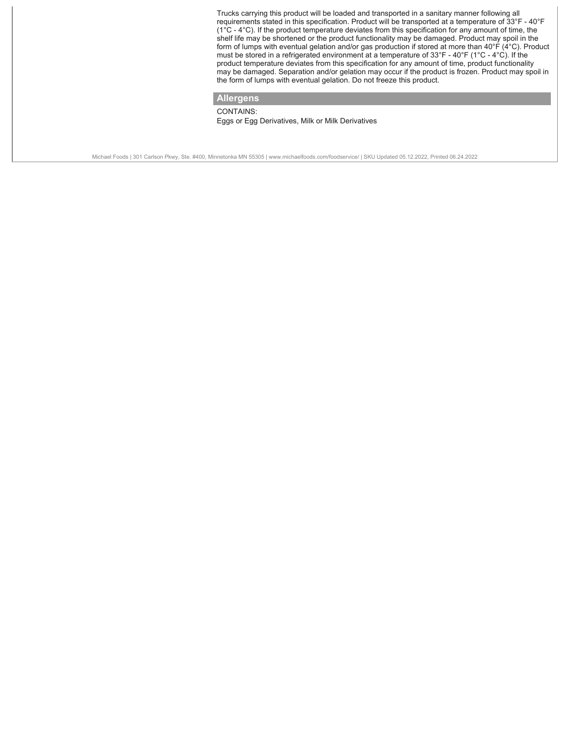Trucks carrying this product will be loaded and transported in a sanitary manner following all requirements stated in this specification. Product will be transported at a temperature of 33°F - 40°F (1°C - 4°C). If the product temperature deviates from this specification for any amount of time, the shelf life may be shortened or the product functionality may be damaged. Product may spoil in the form of lumps with eventual gelation and/or gas production if stored at more than 40°F (4°C). Product must be stored in a refrigerated environment at a temperature of 33°F - 40°F (1°C - 4°C). If the product temperature deviates from this specification for any amount of time, product functionality may be damaged. Separation and/or gelation may occur if the product is frozen. Product may spoil in the form of lumps with eventual gelation. Do not freeze this product.

## Allergens

CONTAINS:
Eggs or Egg Derivatives, Milk or Milk Derivatives

Michael Foods | 301 Carlson Pkwy, Ste. #400, Minnetonka MN 55305 | www.michaelfoods.com/foodservice/ | SKU Updated 05.12.2022, Printed 06.24.2022